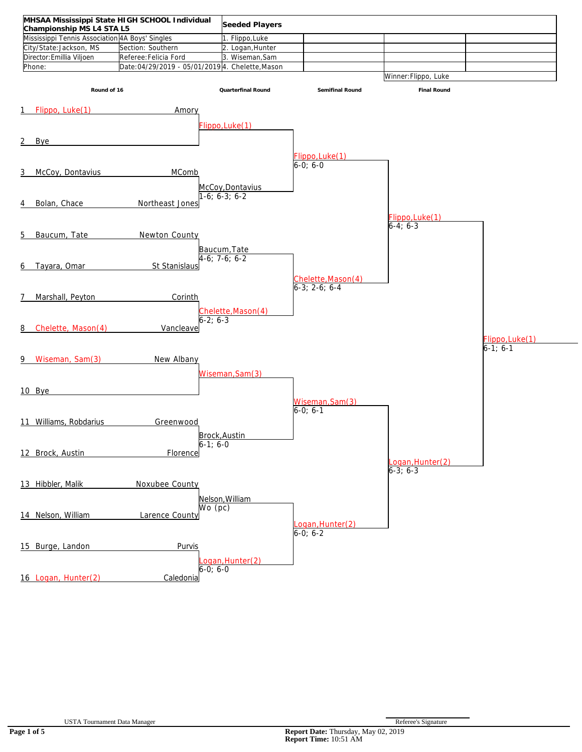| MHSAA Mississippi State HIGH SCHOOL Individual Championship MS L4 STA L5 | | Seeded Players | | | |
|---|---|---|---|---|---|
| Mississippi Tennis Association | 4A Boys' Singles | 1. Flippo,Luke | | | |
| City/State: Jackson, MS | Section: Southern | 2. Logan,Hunter | | | |
| Director: Emillia Viljoen | Referee: Felicia Ford | 3. Wiseman,Sam | | | |
| Phone: | Date: 04/29/2019 - 05/01/2019 | 4. Chelette,Mason | | | |
| | | | | Winner: Flippo, Luke | |

**Round of 16**

| # | Player | School |
|---|---|---|
| 1 | Flippo, Luke(1) | Amory |
| 2 | Bye | |
| 3 | McCoy, Dontavius | MComb |
| 4 | Bolan, Chace | Northeast Jones |
| 5 | Baucum, Tate | Newton County |
| 6 | Tayara, Omar | St Stanislaus |
| 7 | Marshall, Peyton | Corinth |
| 8 | Chelette, Mason(4) | Vancleave |
| 9 | Wiseman, Sam(3) | New Albany |
| 10 | Bye | |
| 11 | Williams, Robdarius | Greenwood |
| 12 | Brock, Austin | Florence |
| 13 | Hibbler, Malik | Noxubee County |
| 14 | Nelson, William | Larence County |
| 15 | Burge, Landon | Purvis |
| 16 | Logan, Hunter(2) | Caledonia |

**Quarterfinal Round**

| Winner | Score |
|---|---|
| Flippo,Luke(1) | |
| McCoy,Dontavius | 1-6; 6-3; 6-2 |
| Baucum,Tate | 4-6; 7-6; 6-2 |
| Chelette,Mason(4) | 6-2; 6-3 |
| Wiseman,Sam(3) | |
| Brock,Austin | 6-1; 6-0 |
| Nelson,William | Wo (pc) |
| Logan,Hunter(2) | 6-0; 6-0 |

**Semifinal Round**

| Winner | Score |
|---|---|
| Flippo,Luke(1) | 6-0; 6-0 |
| Chelette,Mason(4) | 6-3; 2-6; 6-4 |
| Wiseman,Sam(3) | 6-0; 6-1 |
| Logan,Hunter(2) | 6-0; 6-2 |

**Final Round**

| Winner | Score |
|---|---|
| Flippo,Luke(1) | 6-4; 6-3 |
| Logan,Hunter(2) | 6-3; 6-3 |

**Champion**

| Winner | Score |
|---|---|
| Flippo,Luke(1) | 6-1; 6-1 |

USTA Tournament Data Manager

Referee's Signature

**Report Date:** Thursday, May 02, 2019
**Report Time:** 10:51 AM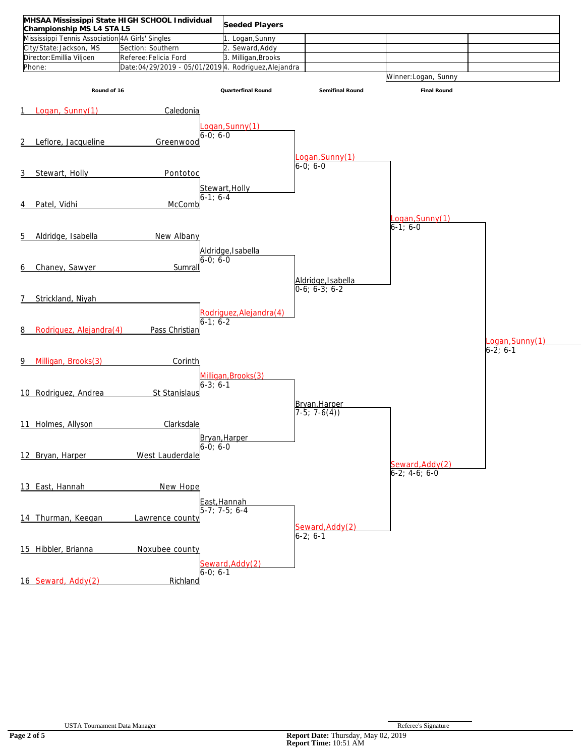| MHSAA Mississippi State HIGH SCHOOL Individual Championship MS L4 STA L5 | | Seeded Players | | | |
|---|---|---|---|---|---|
| Mississippi Tennis Association | 4A Girls' Singles | 1. Logan,Sunny | | | |
| City/State: Jackson, MS | Section: Southern | 2. Seward,Addy | | | |
| Director: Emillia Viljoen | Referee: Felicia Ford | 3. Milligan,Brooks | | | |
| Phone: | Date: 04/29/2019 - 05/01/2019 | 4. Rodriguez,Alejandra | | | |
| | | | | Winner: Logan, Sunny | |

## Round of 16

| # | Player | School |
|---|---|---|
| 1 | Logan, Sunny(1) | Caledonia |
| 2 | Leflore, Jacqueline | Greenwood |
| 3 | Stewart, Holly | Pontotoc |
| 4 | Patel, Vidhi | McComb |
| 5 | Aldridge, Isabella | New Albany |
| 6 | Chaney, Sawyer | Sumrall |
| 7 | Strickland, Niyah | |
| 8 | Rodriguez, Alejandra(4) | Pass Christian |
| 9 | Milligan, Brooks(3) | Corinth |
| 10 | Rodriguez, Andrea | St Stanislaus |
| 11 | Holmes, Allyson | Clarksdale |
| 12 | Bryan, Harper | West Lauderdale |
| 13 | East, Hannah | New Hope |
| 14 | Thurman, Keegan | Lawrence county |
| 15 | Hibbler, Brianna | Noxubee county |
| 16 | Seward, Addy(2) | Richland |

## Quarterfinal Round

- Logan,Sunny(1) — 6-0; 6-0
- Stewart,Holly — 6-1; 6-4
- Aldridge,Isabella — 6-0; 6-0
- Rodriguez,Alejandra(4) — 6-1; 6-2
- Milligan,Brooks(3) — 6-3; 6-1
- Bryan,Harper — 6-0; 6-0
- East,Hannah — 5-7; 7-5; 6-4
- Seward,Addy(2) — 6-0; 6-1

## Semifinal Round

- Logan,Sunny(1) — 6-0; 6-0
- Aldridge,Isabella — 0-6; 6-3; 6-2
- Bryan,Harper — 7-5; 7-6(4)
- Seward,Addy(2) — 6-2; 6-1

## Final Round

- Logan,Sunny(1) — 6-1; 6-0
- Seward,Addy(2) — 6-2; 4-6; 6-0

**Winner:** Logan,Sunny(1) — 6-2; 6-1

USTA Tournament Data Manager

Referee's Signature

**Report Date:** Thursday, May 02, 2019
**Report Time:** 10:51 AM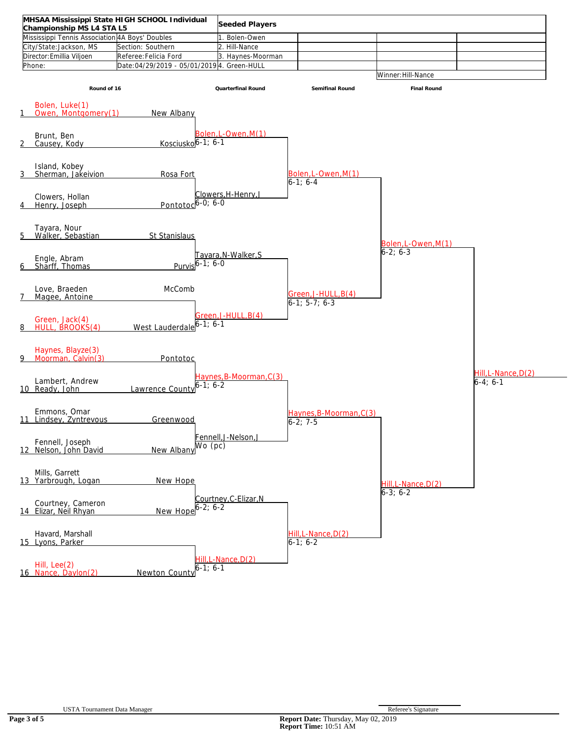**MHSAA Mississippi State HIGH SCHOOL Individual Championship MS L4 STA L5**

| | | Seeded Players |
|---|---|---|
| Mississippi Tennis Association | 4A Boys' Doubles | 1. Bolen-Owen |
| City/State: Jackson, MS | Section: Southern | 2. Hill-Nance |
| Director: Emillia Viljoen | Referee: Felicia Ford | 3. Haynes-Moorman |
| Phone: | Date: 04/29/2019 - 05/01/2019 | 4. Green-HULL |

Winner: Hill-Nance

## Round of 16

| # | Players | School |
|---|---|---|
| 1 | Bolen, Luke(1) / Owen, Montgomery(1) | New Albany |
| 2 | Brunt, Ben / Causey, Kody | Kosciusko |
| 3 | Island, Kobey / Sherman, Jakeivion | Rosa Fort |
| 4 | Clowers, Hollan / Henry, Joseph | Pontotoc |
| 5 | Tayara, Nour / Walker, Sebastian | St Stanislaus |
| 6 | Engle, Abram / Sharff, Thomas | Purvis |
| 7 | Love, Braeden / Magee, Antoine | McComb |
| 8 | Green, Jack(4) / HULL, BROOKS(4) | West Lauderdale |
| 9 | Haynes, Blayze(3) / Moorman, Calvin(3) | Pontotoc |
| 10 | Lambert, Andrew / Ready, John | Lawrence County |
| 11 | Emmons, Omar / Lindsey, Zyntrevous | Greenwood |
| 12 | Fennell, Joseph / Nelson, John David | New Albany |
| 13 | Mills, Garrett / Yarbrough, Logan | New Hope |
| 14 | Courtney, Cameron / Elizar, Neil Rhyan | New Hope |
| 15 | Havard, Marshall / Lyons, Parker | |
| 16 | Hill, Lee(2) / Nance, Daylon(2) | Newton County |

## Quarterfinal Round

| Winner | Score |
|---|---|
| Bolen,L-Owen,M(1) | 6-1; 6-1 |
| Clowers,H-Henry,J | 6-0; 6-0 |
| Tayara,N-Walker,S | 6-1; 6-0 |
| Green,J-HULL,B(4) | 6-1; 6-1 |
| Haynes,B-Moorman,C(3) | 6-1; 6-2 |
| Fennell,J-Nelson,J | Wo (pc) |
| Courtney,C-Elizar,N | 6-2; 6-2 |
| Hill,L-Nance,D(2) | 6-1; 6-1 |

## Semifinal Round

| Winner | Score |
|---|---|
| Bolen,L-Owen,M(1) | 6-1; 6-4 |
| Green,J-HULL,B(4) | 6-1; 5-7; 6-3 |
| Haynes,B-Moorman,C(3) | 6-2; 7-5 |
| Hill,L-Nance,D(2) | 6-1; 6-2 |

## Final Round

| Winner | Score |
|---|---|
| Bolen,L-Owen,M(1) | 6-2; 6-3 |
| Hill,L-Nance,D(2) | 6-3; 6-2 |

**Champion:** Hill,L-Nance,D(2) — 6-4; 6-1

USTA Tournament Data Manager

Referee's Signature

**Report Date:** Thursday, May 02, 2019
**Report Time:** 10:51 AM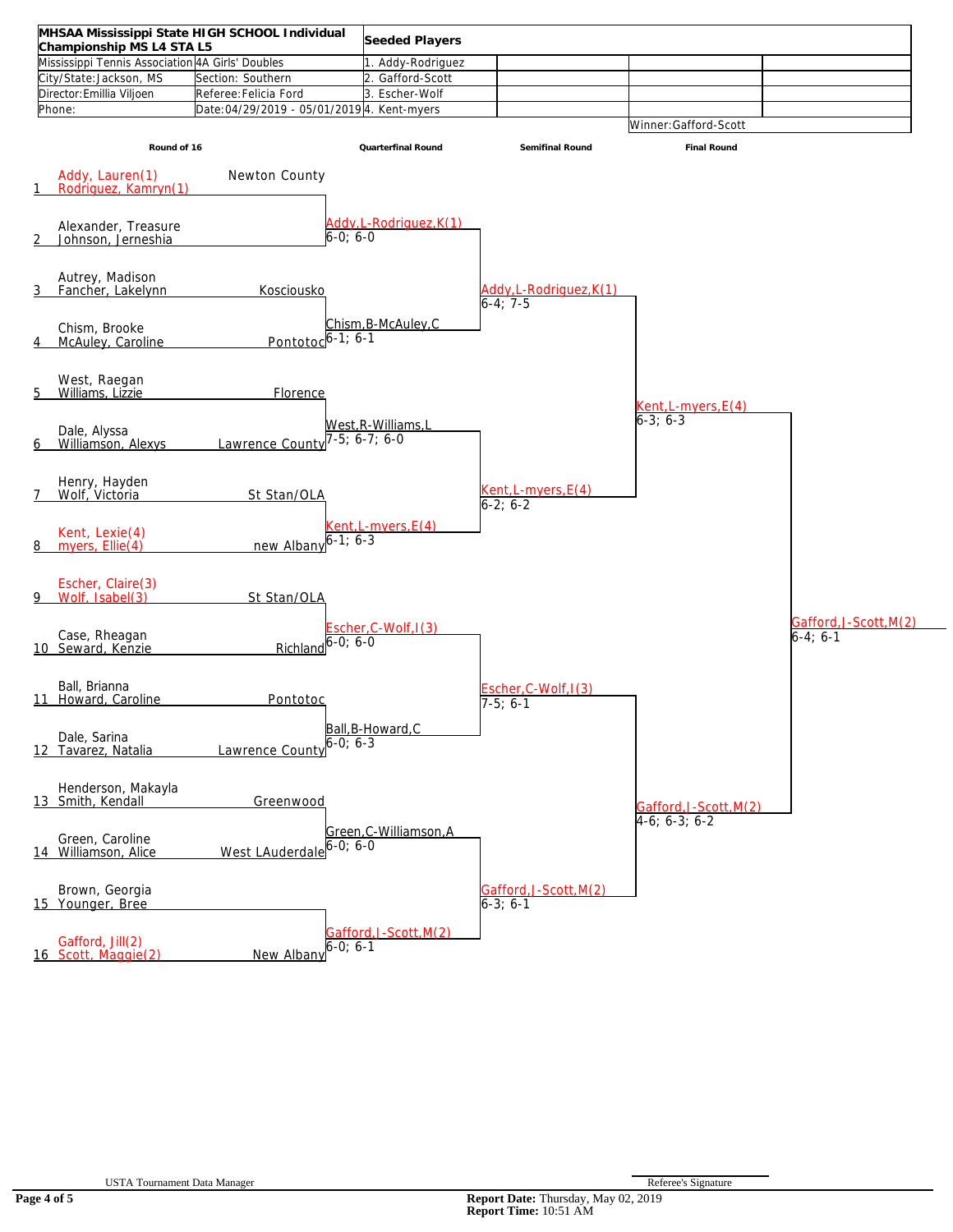| MHSAA Mississippi State HIGH SCHOOL Individual Championship MS L4 STA L5 | | Seeded Players | | | |
|---|---|---|---|---|---|
| Mississippi Tennis Association | 4A Girls' Doubles | 1. Addy-Rodriguez | | | |
| City/State: Jackson, MS | Section: Southern | 2. Gafford-Scott | | | |
| Director: Emillia Viljoen | Referee: Felicia Ford | 3. Escher-Wolf | | | |
| Phone: | Date: 04/29/2019 - 05/01/2019 | 4. Kent-myers | | | |
| | | | | Winner: Gafford-Scott | |

**Round of 16**

| # | Players | School |
|---|---|---|
| 1 | Addy, Lauren(1) / Rodriguez, Kamryn(1) | Newton County |
| 2 | Alexander, Treasure / Johnson, Jerneshia | |
| 3 | Autrey, Madison / Fancher, Lakelynn | Kosciousko |
| 4 | Chism, Brooke / McAuley, Caroline | Pontotoc |
| 5 | West, Raegan / Williams, Lizzie | Florence |
| 6 | Dale, Alyssa / Williamson, Alexys | Lawrence County |
| 7 | Henry, Hayden / Wolf, Victoria | St Stan/OLA |
| 8 | Kent, Lexie(4) / myers, Ellie(4) | new Albany |
| 9 | Escher, Claire(3) / Wolf, Isabel(3) | St Stan/OLA |
| 10 | Case, Rheagan / Seward, Kenzie | Richland |
| 11 | Ball, Brianna / Howard, Caroline | Pontotoc |
| 12 | Dale, Sarina / Tavarez, Natalia | Lawrence County |
| 13 | Henderson, Makayla / Smith, Kendall | Greenwood |
| 14 | Green, Caroline / Williamson, Alice | West LAuderdale |
| 15 | Brown, Georgia / Younger, Bree | |
| 16 | Gafford, Jill(2) / Scott, Maggie(2) | New Albany |

**Quarterfinal Round**

| Winner | Score |
|---|---|
| Addy,L-Rodriguez,K(1) | 6-0; 6-0 |
| Chism,B-McAuley,C | 6-1; 6-1 |
| West,R-Williams,L | 7-5; 6-7; 6-0 |
| Kent,L-myers,E(4) | 6-1; 6-3 |
| Escher,C-Wolf,I(3) | 6-0; 6-0 |
| Ball,B-Howard,C | 6-0; 6-3 |
| Green,C-Williamson,A | 6-0; 6-0 |
| Gafford,J-Scott,M(2) | 6-0; 6-1 |

**Semifinal Round**

| Winner | Score |
|---|---|
| Addy,L-Rodriguez,K(1) | 6-4; 7-5 |
| Kent,L-myers,E(4) | 6-2; 6-2 |
| Escher,C-Wolf,I(3) | 7-5; 6-1 |
| Gafford,J-Scott,M(2) | 6-3; 6-1 |

**Final Round**

| Winner | Score |
|---|---|
| Kent,L-myers,E(4) | 6-3; 6-3 |
| Gafford,J-Scott,M(2) | 4-6; 6-3; 6-2 |

**Champion:** Gafford,J-Scott,M(2) — 6-4; 6-1

USTA Tournament Data Manager

Referee's Signature

**Report Date:** Thursday, May 02, 2019
**Report Time:** 10:51 AM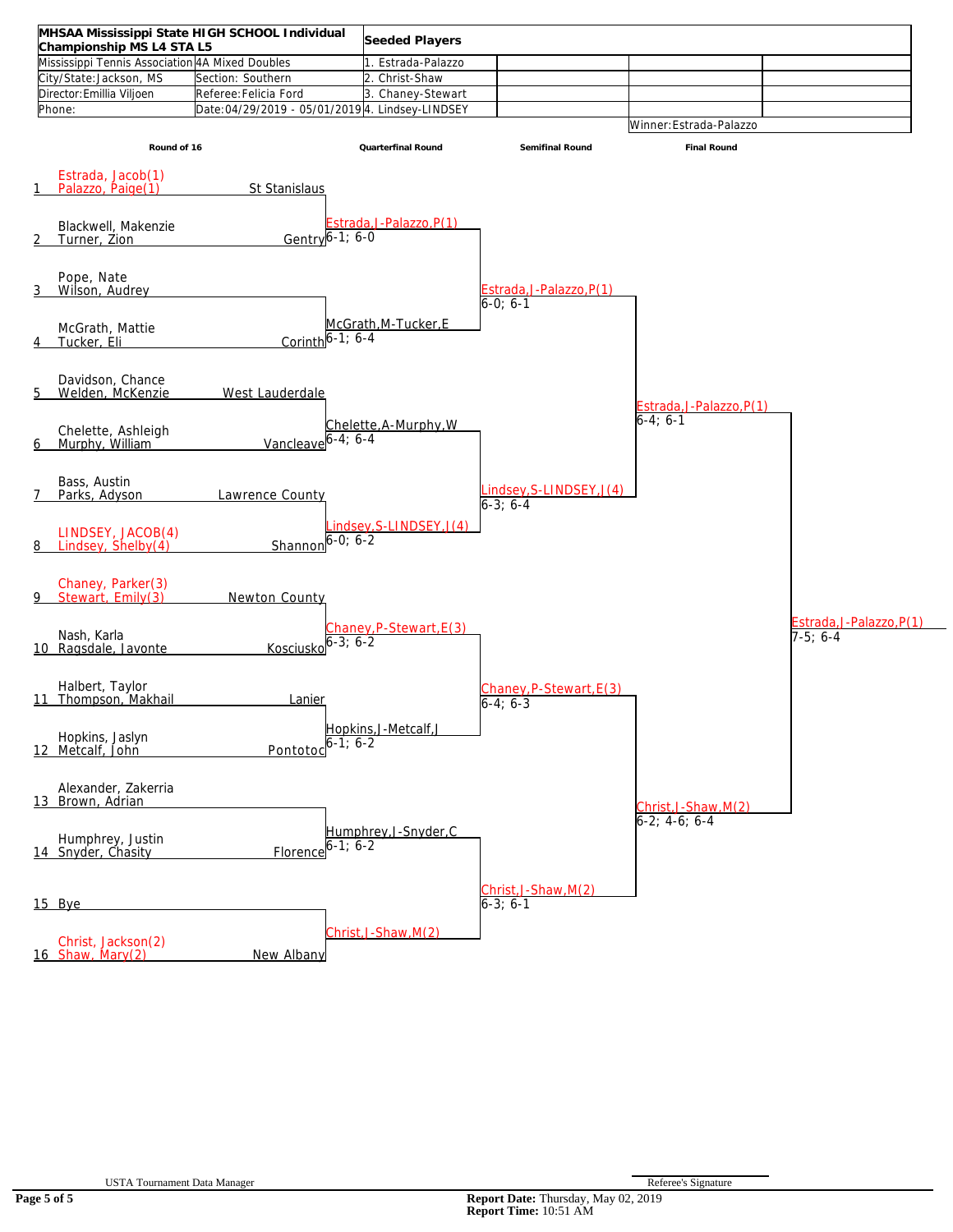| MHSAA Mississippi State HIGH SCHOOL Individual Championship MS L4 STA L5 | | Seeded Players | | | |
|---|---|---|---|---|---|
| Mississippi Tennis Association | 4A Mixed Doubles | 1. Estrada-Palazzo | | | |
| City/State: Jackson, MS | Section: Southern | 2. Christ-Shaw | | | |
| Director: Emillia Viljoen | Referee: Felicia Ford | 3. Chaney-Stewart | | | |
| Phone: | Date: 04/29/2019 - 05/01/2019 | 4. Lindsey-LINDSEY | | | |
| | | | | Winner: Estrada-Palazzo | |

**Round of 16**

1. Estrada, Jacob(1) / Palazzo, Paige(1) — St Stanislaus
2. Blackwell, Makenzie / Turner, Zion — Gentry
3. Pope, Nate / Wilson, Audrey
4. McGrath, Mattie / Tucker, Eli — Corinth
5. Davidson, Chance / Welden, McKenzie — West Lauderdale
6. Chelette, Ashleigh / Murphy, William — Vancleave
7. Bass, Austin / Parks, Adyson — Lawrence County
8. LINDSEY, JACOB(4) / Lindsey, Shelby(4) — Shannon
9. Chaney, Parker(3) / Stewart, Emily(3) — Newton County
10. Nash, Karla / Ragsdale, Javonte — Kosciusko
11. Halbert, Taylor / Thompson, Makhail — Lanier
12. Hopkins, Jaslyn / Metcalf, John — Pontotoc
13. Alexander, Zakerria / Brown, Adrian
14. Humphrey, Justin / Snyder, Chasity — Florence
15. Bye
16. Christ, Jackson(2) / Shaw, Mary(2) — New Albany

**Quarterfinal Round**

- Estrada,J-Palazzo,P(1) 6-1; 6-0
- McGrath,M-Tucker,E 6-1; 6-4
- Chelette,A-Murphy,W 6-4; 6-4
- Lindsey,S-LINDSEY,J(4) 6-0; 6-2
- Chaney,P-Stewart,E(3) 6-3; 6-2
- Hopkins,J-Metcalf,J 6-1; 6-2
- Humphrey,J-Snyder,C 6-1; 6-2
- Christ,J-Shaw,M(2)

**Semifinal Round**

- Estrada,J-Palazzo,P(1) 6-0; 6-1
- Lindsey,S-LINDSEY,J(4) 6-3; 6-4
- Chaney,P-Stewart,E(3) 6-4; 6-3
- Christ,J-Shaw,M(2) 6-3; 6-1

**Final Round**

- Estrada,J-Palazzo,P(1) 6-4; 6-1
- Christ,J-Shaw,M(2) 6-2; 4-6; 6-4

**Winner**

- Estrada,J-Palazzo,P(1) 7-5; 6-4

USTA Tournament Data Manager

Referee's Signature

**Report Date:** Thursday, May 02, 2019
**Report Time:** 10:51 AM